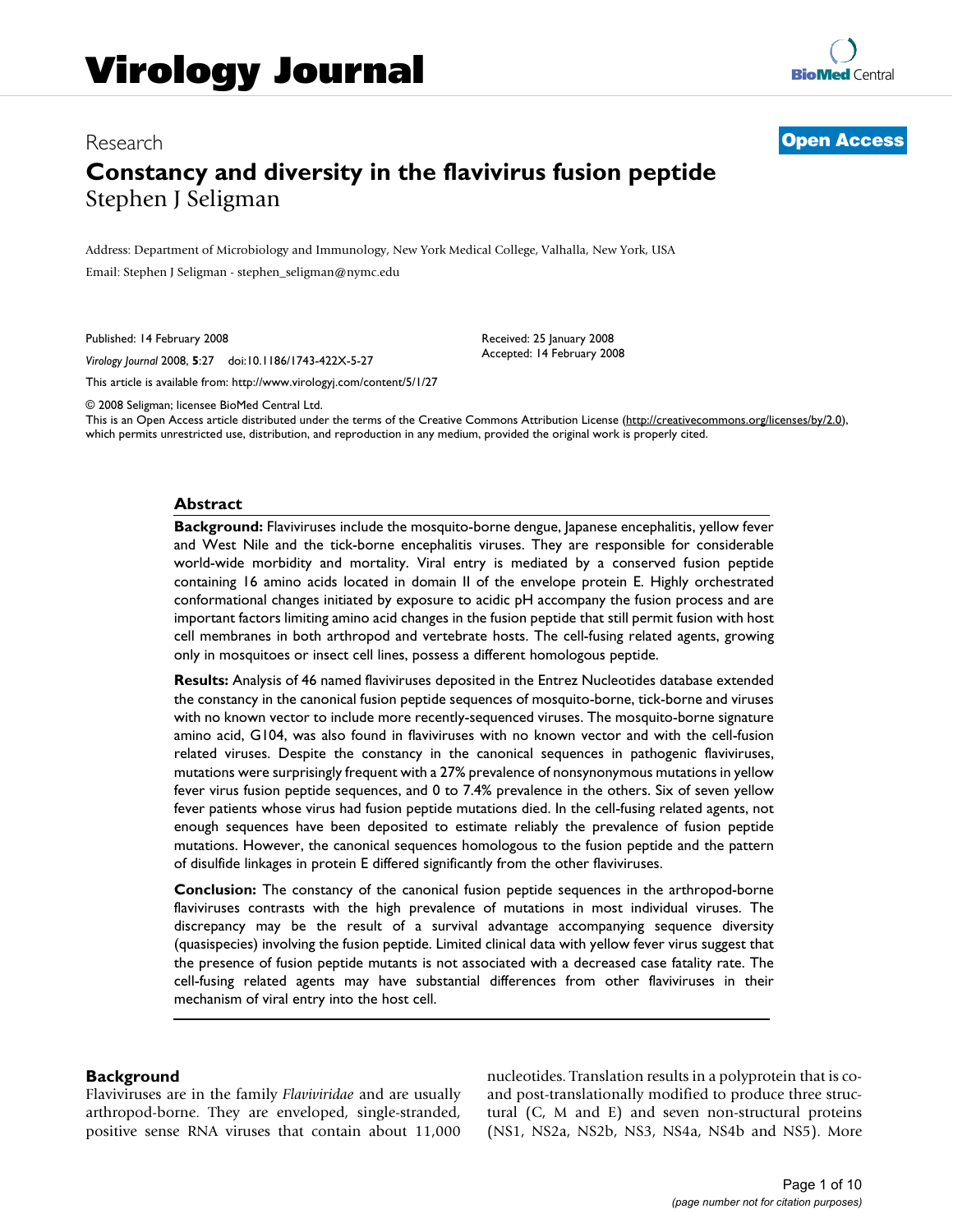# Virology Journal

Research

**Open Access**

# Constancy and diversity in the flavivirus fusion peptide

Stephen J Seligman

Address: Department of Microbiology and Immunology, New York Medical College, Valhalla, New York, USA

Email: Stephen J Seligman - stephen_seligman@nymc.edu

Published: 14 February 2008

*Virology Journal* 2008, **5**:27 doi:10.1186/1743-422X-5-27

Received: 25 January 2008

Accepted: 14 February 2008

This article is available from: http://www.virologyj.com/content/5/1/27

© 2008 Seligman; licensee BioMed Central Ltd.

This is an Open Access article distributed under the terms of the Creative Commons Attribution License (http://creativecommons.org/licenses/by/2.0), which permits unrestricted use, distribution, and reproduction in any medium, provided the original work is properly cited.

## Abstract

**Background:** Flaviviruses include the mosquito-borne dengue, Japanese encephalitis, yellow fever and West Nile and the tick-borne encephalitis viruses. They are responsible for considerable world-wide morbidity and mortality. Viral entry is mediated by a conserved fusion peptide containing 16 amino acids located in domain II of the envelope protein E. Highly orchestrated conformational changes initiated by exposure to acidic pH accompany the fusion process and are important factors limiting amino acid changes in the fusion peptide that still permit fusion with host cell membranes in both arthropod and vertebrate hosts. The cell-fusing related agents, growing only in mosquitoes or insect cell lines, possess a different homologous peptide.

**Results:** Analysis of 46 named flaviviruses deposited in the Entrez Nucleotides database extended the constancy in the canonical fusion peptide sequences of mosquito-borne, tick-borne and viruses with no known vector to include more recently-sequenced viruses. The mosquito-borne signature amino acid, G104, was also found in flaviviruses with no known vector and with the cell-fusion related viruses. Despite the constancy in the canonical sequences in pathogenic flaviviruses, mutations were surprisingly frequent with a 27% prevalence of nonsynonymous mutations in yellow fever virus fusion peptide sequences, and 0 to 7.4% prevalence in the others. Six of seven yellow fever patients whose virus had fusion peptide mutations died. In the cell-fusing related agents, not enough sequences have been deposited to estimate reliably the prevalence of fusion peptide mutations. However, the canonical sequences homologous to the fusion peptide and the pattern of disulfide linkages in protein E differed significantly from the other flaviviruses.

**Conclusion:** The constancy of the canonical fusion peptide sequences in the arthropod-borne flaviviruses contrasts with the high prevalence of mutations in most individual viruses. The discrepancy may be the result of a survival advantage accompanying sequence diversity (quasispecies) involving the fusion peptide. Limited clinical data with yellow fever virus suggest that the presence of fusion peptide mutants is not associated with a decreased case fatality rate. The cell-fusing related agents may have substantial differences from other flaviviruses in their mechanism of viral entry into the host cell.

## Background

Flaviviruses are in the family *Flaviviridae* and are usually arthropod-borne. They are enveloped, single-stranded, positive sense RNA viruses that contain about 11,000 nucleotides. Translation results in a polyprotein that is co- and post-translationally modified to produce three structural (C, M and E) and seven non-structural proteins (NS1, NS2a, NS2b, NS3, NS4a, NS4b and NS5). More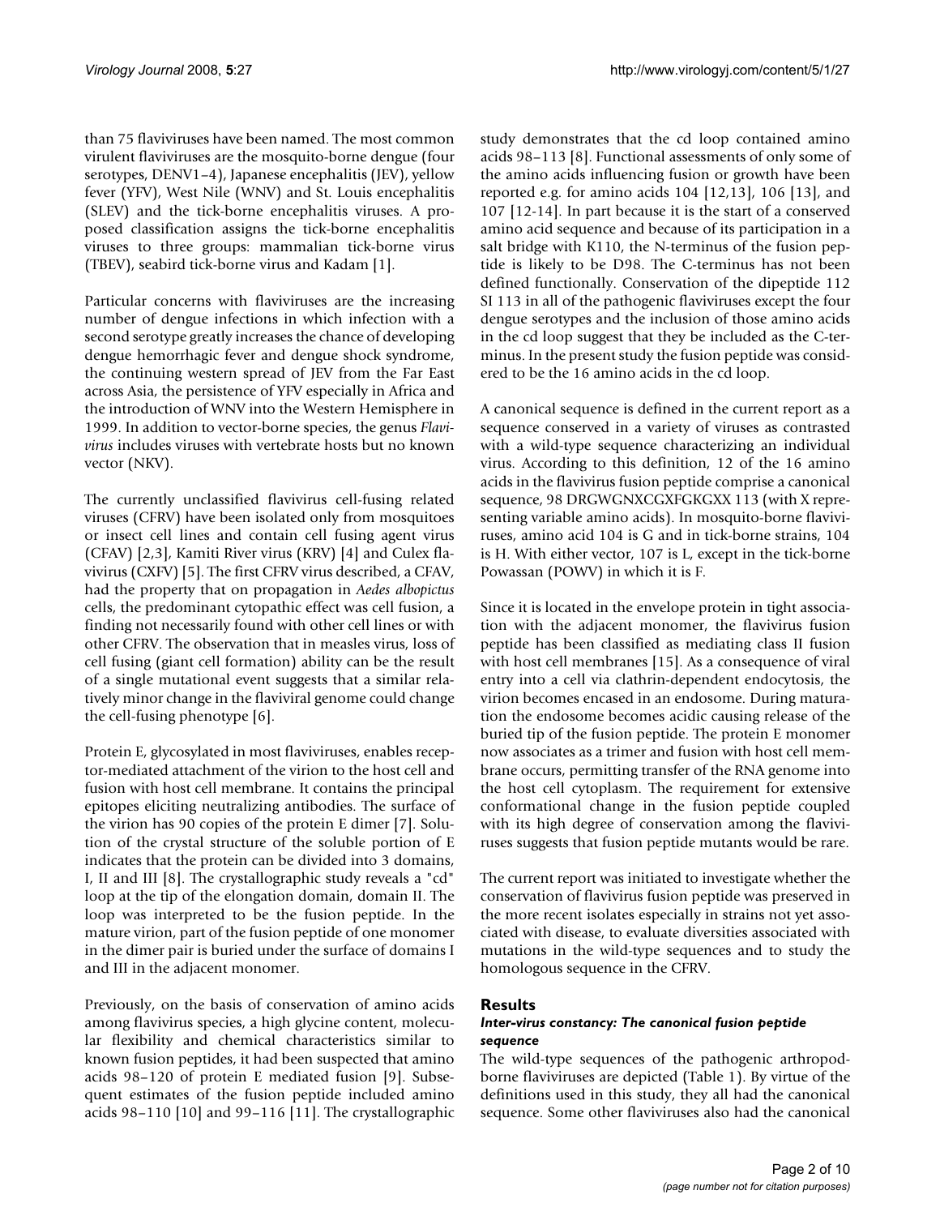than 75 flaviviruses have been named. The most common virulent flaviviruses are the mosquito-borne dengue (four serotypes, DENV1–4), Japanese encephalitis (JEV), yellow fever (YFV), West Nile (WNV) and St. Louis encephalitis (SLEV) and the tick-borne encephalitis viruses. A proposed classification assigns the tick-borne encephalitis viruses to three groups: mammalian tick-borne virus (TBEV), seabird tick-borne virus and Kadam [1].

Particular concerns with flaviviruses are the increasing number of dengue infections in which infection with a second serotype greatly increases the chance of developing dengue hemorrhagic fever and dengue shock syndrome, the continuing western spread of JEV from the Far East across Asia, the persistence of YFV especially in Africa and the introduction of WNV into the Western Hemisphere in 1999. In addition to vector-borne species, the genus *Flavivirus* includes viruses with vertebrate hosts but no known vector (NKV).

The currently unclassified flavivirus cell-fusing related viruses (CFRV) have been isolated only from mosquitoes or insect cell lines and contain cell fusing agent virus (CFAV) [2,3], Kamiti River virus (KRV) [4] and Culex flavivirus (CXFV) [5]. The first CFRV virus described, a CFAV, had the property that on propagation in *Aedes albopictus* cells, the predominant cytopathic effect was cell fusion, a finding not necessarily found with other cell lines or with other CFRV. The observation that in measles virus, loss of cell fusing (giant cell formation) ability can be the result of a single mutational event suggests that a similar relatively minor change in the flaviviral genome could change the cell-fusing phenotype [6].

Protein E, glycosylated in most flaviviruses, enables receptor-mediated attachment of the virion to the host cell and fusion with host cell membrane. It contains the principal epitopes eliciting neutralizing antibodies. The surface of the virion has 90 copies of the protein E dimer [7]. Solution of the crystal structure of the soluble portion of E indicates that the protein can be divided into 3 domains, I, II and III [8]. The crystallographic study reveals a "cd" loop at the tip of the elongation domain, domain II. The loop was interpreted to be the fusion peptide. In the mature virion, part of the fusion peptide of one monomer in the dimer pair is buried under the surface of domains I and III in the adjacent monomer.

Previously, on the basis of conservation of amino acids among flavivirus species, a high glycine content, molecular flexibility and chemical characteristics similar to known fusion peptides, it had been suspected that amino acids 98–120 of protein E mediated fusion [9]. Subsequent estimates of the fusion peptide included amino acids 98–110 [10] and 99–116 [11]. The crystallographic study demonstrates that the cd loop contained amino acids 98–113 [8]. Functional assessments of only some of the amino acids influencing fusion or growth have been reported e.g. for amino acids 104 [12,13], 106 [13], and 107 [12-14]. In part because it is the start of a conserved amino acid sequence and because of its participation in a salt bridge with K110, the N-terminus of the fusion peptide is likely to be D98. The C-terminus has not been defined functionally. Conservation of the dipeptide 112 SI 113 in all of the pathogenic flaviviruses except the four dengue serotypes and the inclusion of those amino acids in the cd loop suggest that they be included as the C-terminus. In the present study the fusion peptide was considered to be the 16 amino acids in the cd loop.

A canonical sequence is defined in the current report as a sequence conserved in a variety of viruses as contrasted with a wild-type sequence characterizing an individual virus. According to this definition, 12 of the 16 amino acids in the flavivirus fusion peptide comprise a canonical sequence, 98 DRGWGNXCGXFGKGXX 113 (with X representing variable amino acids). In mosquito-borne flaviviruses, amino acid 104 is G and in tick-borne strains, 104 is H. With either vector, 107 is L, except in the tick-borne Powassan (POWV) in which it is F.

Since it is located in the envelope protein in tight association with the adjacent monomer, the flavivirus fusion peptide has been classified as mediating class II fusion with host cell membranes [15]. As a consequence of viral entry into a cell via clathrin-dependent endocytosis, the virion becomes encased in an endosome. During maturation the endosome becomes acidic causing release of the buried tip of the fusion peptide. The protein E monomer now associates as a trimer and fusion with host cell membrane occurs, permitting transfer of the RNA genome into the host cell cytoplasm. The requirement for extensive conformational change in the fusion peptide coupled with its high degree of conservation among the flaviviruses suggests that fusion peptide mutants would be rare.

The current report was initiated to investigate whether the conservation of flavivirus fusion peptide was preserved in the more recent isolates especially in strains not yet associated with disease, to evaluate diversities associated with mutations in the wild-type sequences and to study the homologous sequence in the CFRV.

## Results

### *Inter-virus constancy: The canonical fusion peptide sequence*

The wild-type sequences of the pathogenic arthropod-borne flaviviruses are depicted (Table 1). By virtue of the definitions used in this study, they all had the canonical sequence. Some other flaviviruses also had the canonical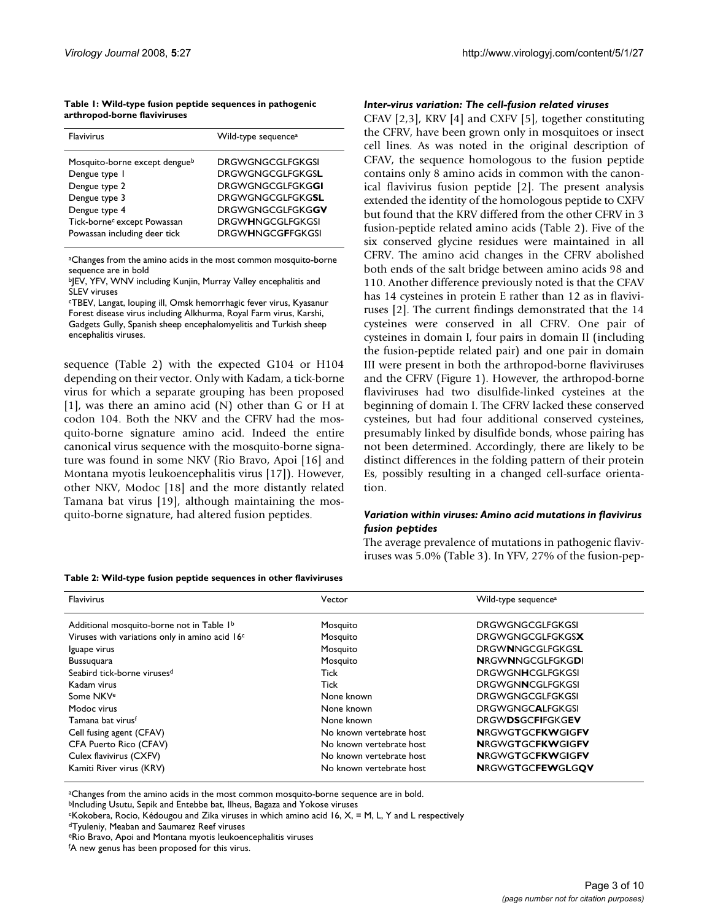**Table 1: Wild-type fusion peptide sequences in pathogenic arthropod-borne flaviviruses**

| Flavivirus | Wild-type sequence[a] |
|---|---|
| Mosquito-borne except dengue[b] | DRGWGNGCGLFGKGSI |
| Dengue type 1 | DRGWGNGCGLFGKGS**L** |
| Dengue type 2 | DRGWGNGCGLFGKG**GI** |
| Dengue type 3 | DRGWGNGCGLFGKG**SL** |
| Dengue type 4 | DRGWGNGCGLFGKG**GV** |
| Tick-borne[c] except Powassan | DRGW**H**NGCGLFGKGSI |
| Powassan including deer tick | DRGW**H**NGCG**F**FGKGSI |

[a]Changes from the amino acids in the most common mosquito-borne sequence are in bold

[b]JEV, YFV, WNV including Kunjin, Murray Valley encephalitis and SLEV viruses

[c]TBEV, Langat, louping ill, Omsk hemorrhagic fever virus, Kyasanur Forest disease virus including Alkhurma, Royal Farm virus, Karshi, Gadgets Gully, Spanish sheep encephalomyelitis and Turkish sheep encephalitis viruses.

sequence (Table 2) with the expected G104 or H104 depending on their vector. Only with Kadam, a tick-borne virus for which a separate grouping has been proposed [1], was there an amino acid (N) other than G or H at codon 104. Both the NKV and the CFRV had the mosquito-borne signature amino acid. Indeed the entire canonical virus sequence with the mosquito-borne signature was found in some NKV (Rio Bravo, Apoi [16] and Montana myotis leukoencephalitis virus [17]). However, other NKV, Modoc [18] and the more distantly related Tamana bat virus [19], although maintaining the mosquito-borne signature, had altered fusion peptides.

### *Inter-virus variation: The cell-fusion related viruses*

CFAV [2,3], KRV [4] and CXFV [5], together constituting the CFRV, have been grown only in mosquitoes or insect cell lines. As was noted in the original description of CFAV, the sequence homologous to the fusion peptide contains only 8 amino acids in common with the canonical flavivirus fusion peptide [2]. The present analysis extended the identity of the homologous peptide to CXFV but found that the KRV differed from the other CFRV in 3 fusion-peptide related amino acids (Table 2). Five of the six conserved glycine residues were maintained in all CFRV. The amino acid changes in the CFRV abolished both ends of the salt bridge between amino acids 98 and 110. Another difference previously noted is that the CFAV has 14 cysteines in protein E rather than 12 as in flaviviruses [2]. The current findings demonstrated that the 14 cysteines were conserved in all CFRV. One pair of cysteines in domain I, four pairs in domain II (including the fusion-peptide related pair) and one pair in domain III were present in both the arthropod-borne flaviviruses and the CFRV (Figure 1). However, the arthropod-borne flaviviruses had two disulfide-linked cysteines at the beginning of domain I. The CFRV lacked these conserved cysteines, but had four additional conserved cysteines, presumably linked by disulfide bonds, whose pairing has not been determined. Accordingly, there are likely to be distinct differences in the folding pattern of their protein Es, possibly resulting in a changed cell-surface orientation.

### *Variation within viruses: Amino acid mutations in flavivirus fusion peptides*

The average prevalence of mutations in pathogenic flaviviruses was 5.0% (Table 3). In YFV, 27% of the fusion-pep-

**Table 2: Wild-type fusion peptide sequences in other flaviviruses**

| Flavivirus | Vector | Wild-type sequence[a] |
|---|---|---|
| Additional mosquito-borne not in Table 1[b] | Mosquito | DRGWGNGCGLFGKGSI |
| Viruses with variations only in amino acid 16[c] | Mosquito | DRGWGNGCGLFGKGS**X** |
| Iguape virus | Mosquito | DRGW**N**NGCGLFGKGS**L** |
| Bussuquara | Mosquito | **N**RGW**N**NGCGLFGKG**D**I |
| Seabird tick-borne viruses[d] | Tick | DRGWGN**H**CGLFGKGSI |
| Kadam virus | Tick | DRGWGN**N**CGLFGKGSI |
| Some NKV[e] | None known | DRGWGNGCGLFGKGSI |
| Modoc virus | None known | DRGWGNGC**A**LFGKGSI |
| Tamana bat virus[f] | None known | DRGW**DS**GC**FI**FGKG**EV** |
| Cell fusing agent (CFAV) | No known vertebrate host | **N**RGWG**T**GC**FKW**G**I**G**FV** |
| CFA Puerto Rico (CFAV) | No known vertebrate host | **N**RGWG**T**GC**FKW**G**I**G**FV** |
| Culex flavivirus (CXFV) | No known vertebrate host | **N**RGWG**T**GC**FKW**G**I**G**FV** |
| Kamiti River virus (KRV) | No known vertebrate host | **N**RGWG**T**GC**FEW**G**L**G**QV** |

[a]Changes from the amino acids in the most common mosquito-borne sequence are in bold.

[b]Including Usutu, Sepik and Entebbe bat, Ilheus, Bagaza and Yokose viruses

[c]Kokobera, Rocio, Kédougou and Zika viruses in which amino acid 16, X, = M, L, Y and L respectively

[d]Tyuleniy, Meaban and Saumarez Reef viruses

[e]Rio Bravo, Apoi and Montana myotis leukoencephalitis viruses

[f]A new genus has been proposed for this virus.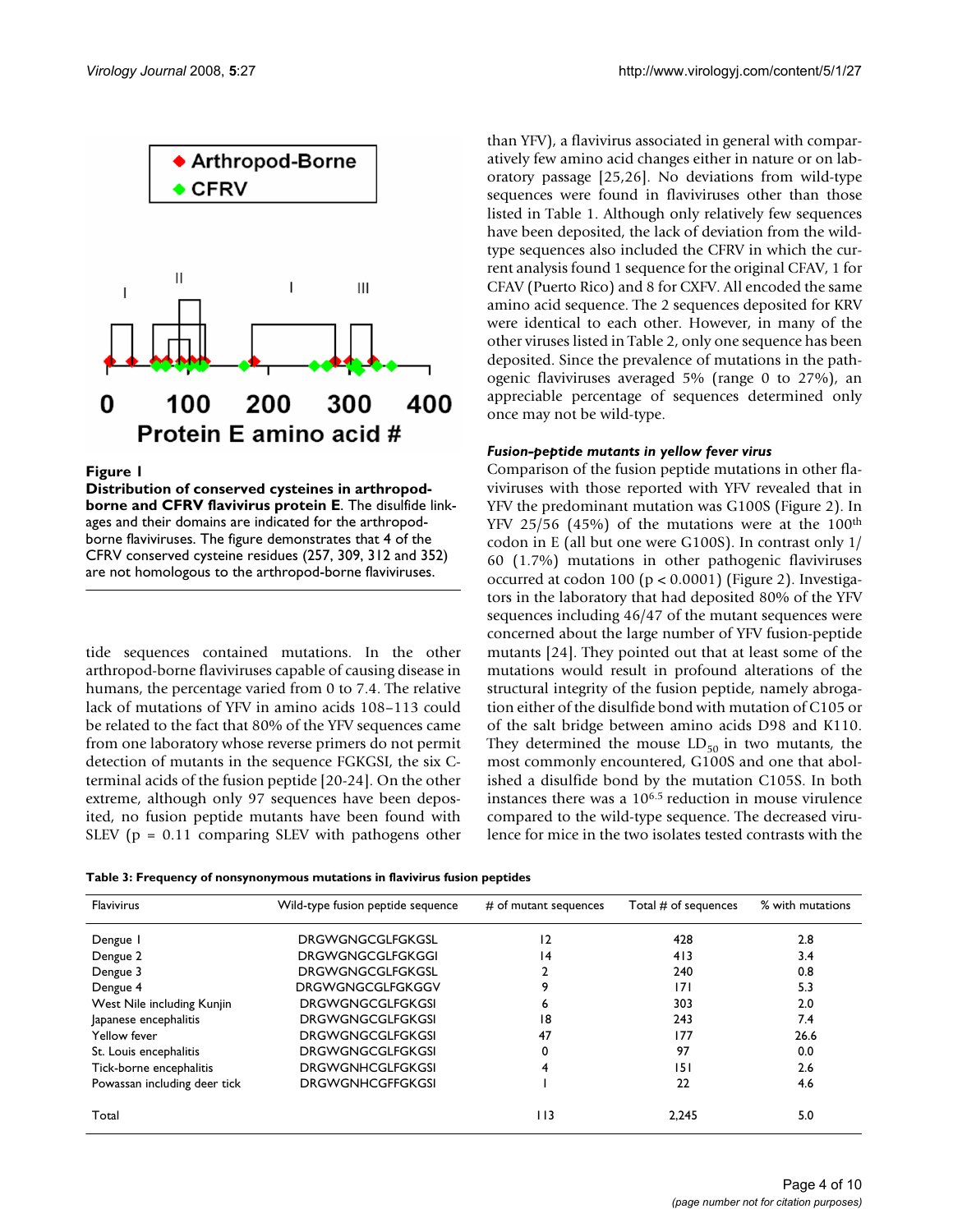**Figure 1**

**Distribution of conserved cysteines in arthropod-borne and CFRV flavivirus protein E**. The disulfide linkages and their domains are indicated for the arthropod-borne flaviviruses. The figure demonstrates that 4 of the CFRV conserved cysteine residues (257, 309, 312 and 352) are not homologous to the arthropod-borne flaviviruses.

tide sequences contained mutations. In the other arthropod-borne flaviviruses capable of causing disease in humans, the percentage varied from 0 to 7.4. The relative lack of mutations of YFV in amino acids 108–113 could be related to the fact that 80% of the YFV sequences came from one laboratory whose reverse primers do not permit detection of mutants in the sequence FGKGSI, the six C-terminal acids of the fusion peptide [20-24]. On the other extreme, although only 97 sequences have been deposited, no fusion peptide mutants have been found with SLEV ($p = 0.11$ comparing SLEV with pathogens other than YFV), a flavivirus associated in general with comparatively few amino acid changes either in nature or on laboratory passage [25,26]. No deviations from wild-type sequences were found in flaviviruses other than those listed in Table 1. Although only relatively few sequences have been deposited, the lack of deviation from the wild-type sequences also included the CFRV in which the current analysis found 1 sequence for the original CFAV, 1 for CFAV (Puerto Rico) and 8 for CXFV. All encoded the same amino acid sequence. The 2 sequences deposited for KRV were identical to each other. However, in many of the other viruses listed in Table 2, only one sequence has been deposited. Since the prevalence of mutations in the pathogenic flaviviruses averaged 5% (range 0 to 27%), an appreciable percentage of sequences determined only once may not be wild-type.

### *Fusion-peptide mutants in yellow fever virus*

Comparison of the fusion peptide mutations in other flaviviruses with those reported with YFV revealed that in YFV the predominant mutation was G100S (Figure 2). In YFV 25/56 (45%) of the mutations were at the 100th codon in E (all but one were G100S). In contrast only 1/60 (1.7%) mutations in other pathogenic flaviviruses occurred at codon 100 ($p < 0.0001$) (Figure 2). Investigators in the laboratory that had deposited 80% of the YFV sequences including 46/47 of the mutant sequences were concerned about the large number of YFV fusion-peptide mutants [24]. They pointed out that at least some of the mutations would result in profound alterations of the structural integrity of the fusion peptide, namely abrogation either of the disulfide bond with mutation of C105 or of the salt bridge between amino acids D98 and K110. They determined the mouse $LD_{50}$ in two mutants, the most commonly encountered, G100S and one that abolished a disulfide bond by the mutation C105S. In both instances there was a $10^{6.5}$ reduction in mouse virulence compared to the wild-type sequence. The decreased virulence for mice in the two isolates tested contrasts with the

**Table 3: Frequency of nonsynonymous mutations in flavivirus fusion peptides**

| Flavivirus | Wild-type fusion peptide sequence | # of mutant sequences | Total # of sequences | % with mutations |
|---|---|---|---|---|
| Dengue 1 | DRGWGNGCGLFGKGSL | 12 | 428 | 2.8 |
| Dengue 2 | DRGWGNGCGLFGKGGI | 14 | 413 | 3.4 |
| Dengue 3 | DRGWGNGCGLFGKGSL | 2 | 240 | 0.8 |
| Dengue 4 | DRGWGNGCGLFGKGGV | 9 | 171 | 5.3 |
| West Nile including Kunjin | DRGWGNGCGLFGKGSI | 6 | 303 | 2.0 |
| Japanese encephalitis | DRGWGNGCGLFGKGSI | 18 | 243 | 7.4 |
| Yellow fever | DRGWGNGCGLFGKGSI | 47 | 177 | 26.6 |
| St. Louis encephalitis | DRGWGNGCGLFGKGSI | 0 | 97 | 0.0 |
| Tick-borne encephalitis | DRGWGNHCGLFGKGSI | 4 | 151 | 2.6 |
| Powassan including deer tick | DRGWGNHCGFFGKGSI | 1 | 22 | 4.6 |
| Total | | 113 | 2,245 | 5.0 |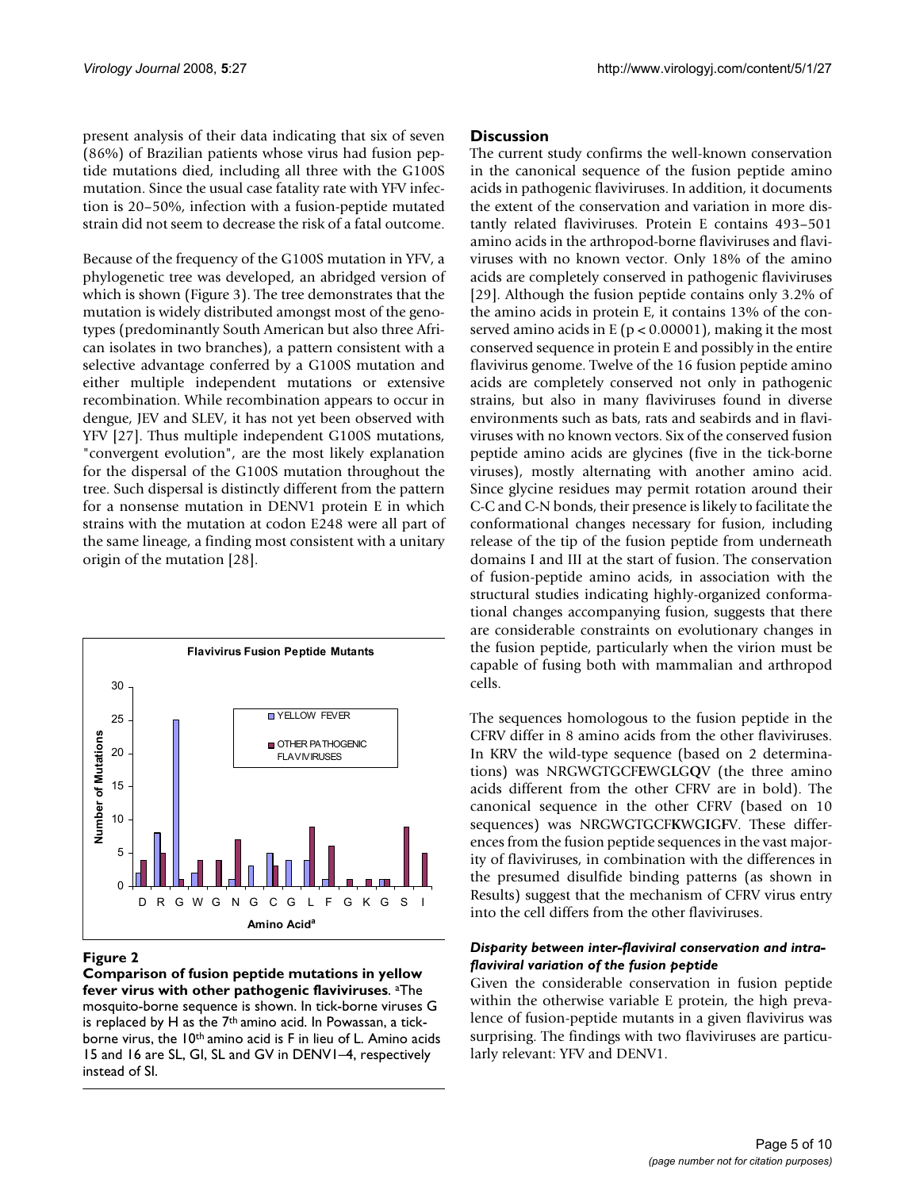present analysis of their data indicating that six of seven (86%) of Brazilian patients whose virus had fusion peptide mutations died, including all three with the G100S mutation. Since the usual case fatality rate with YFV infection is 20–50%, infection with a fusion-peptide mutated strain did not seem to decrease the risk of a fatal outcome.

Because of the frequency of the G100S mutation in YFV, a phylogenetic tree was developed, an abridged version of which is shown (Figure 3). The tree demonstrates that the mutation is widely distributed amongst most of the genotypes (predominantly South American but also three African isolates in two branches), a pattern consistent with a selective advantage conferred by a G100S mutation and either multiple independent mutations or extensive recombination. While recombination appears to occur in dengue, JEV and SLEV, it has not yet been observed with YFV [27]. Thus multiple independent G100S mutations, "convergent evolution", are the most likely explanation for the dispersal of the G100S mutation throughout the tree. Such dispersal is distinctly different from the pattern for a nonsense mutation in DENV1 protein E in which strains with the mutation at codon E248 were all part of the same lineage, a finding most consistent with a unitary origin of the mutation [28].

**Figure 2**

**Comparison of fusion peptide mutations in yellow fever virus with other pathogenic flaviviruses.** [a]The mosquito-borne sequence is shown. In tick-borne viruses G is replaced by H as the 7[th] amino acid. In Powassan, a tick-borne virus, the 10[th] amino acid is F in lieu of L. Amino acids 15 and 16 are SL, GI, SL and GV in DENV1–4, respectively instead of SI.

## Discussion

The current study confirms the well-known conservation in the canonical sequence of the fusion peptide amino acids in pathogenic flaviviruses. In addition, it documents the extent of the conservation and variation in more distantly related flaviviruses. Protein E contains 493–501 amino acids in the arthropod-borne flaviviruses and flaviviruses with no known vector. Only 18% of the amino acids are completely conserved in pathogenic flaviviruses [29]. Although the fusion peptide contains only 3.2% of the amino acids in protein E, it contains 13% of the conserved amino acids in E ($p < 0.00001$), making it the most conserved sequence in protein E and possibly in the entire flavivirus genome. Twelve of the 16 fusion peptide amino acids are completely conserved not only in pathogenic strains, but also in many flaviviruses found in diverse environments such as bats, rats and seabirds and in flaviviruses with no known vectors. Six of the conserved fusion peptide amino acids are glycines (five in the tick-borne viruses), mostly alternating with another amino acid. Since glycine residues may permit rotation around their C-C and C-N bonds, their presence is likely to facilitate the conformational changes necessary for fusion, including release of the tip of the fusion peptide from underneath domains I and III at the start of fusion. The conservation of fusion-peptide amino acids, in association with the structural studies indicating highly-organized conformational changes accompanying fusion, suggests that there are considerable constraints on evolutionary changes in the fusion peptide, particularly when the virion must be capable of fusing both with mammalian and arthropod cells.

The sequences homologous to the fusion peptide in the CFRV differ in 8 amino acids from the other flaviviruses. In KRV the wild-type sequence (based on 2 determinations) was NRGWGTGCF**E**WG**L**G**Q**V (the three amino acids different from the other CFRV are in bold). The canonical sequence in the other CFRV (based on 10 sequences) was NRGWGTGCF**K**WG**I**G**F**V. These differences from the fusion peptide sequences in the vast majority of flaviviruses, in combination with the differences in the presumed disulfide binding patterns (as shown in Results) suggest that the mechanism of CFRV virus entry into the cell differs from the other flaviviruses.

### *Disparity between inter-flaviviral conservation and intra-flaviviral variation of the fusion peptide*

Given the considerable conservation in fusion peptide within the otherwise variable E protein, the high prevalence of fusion-peptide mutants in a given flavivirus was surprising. The findings with two flaviviruses are particularly relevant: YFV and DENV1.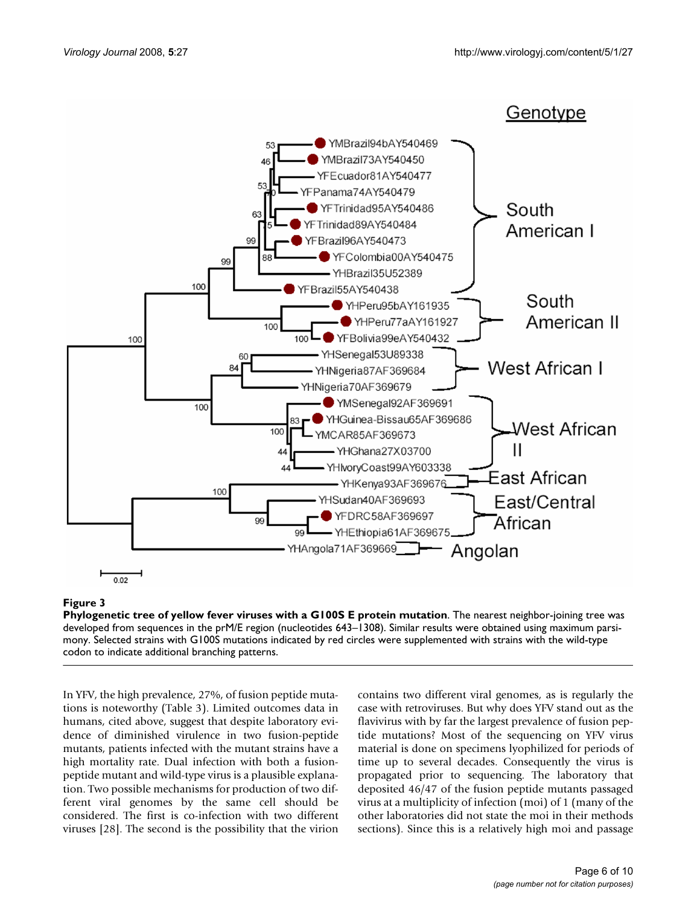**Figure 3**

**Phylogenetic tree of yellow fever viruses with a G100S E protein mutation**. The nearest neighbor-joining tree was developed from sequences in the prM/E region (nucleotides 643–1308). Similar results were obtained using maximum parsimony. Selected strains with G100S mutations indicated by red circles were supplemented with strains with the wild-type codon to indicate additional branching patterns.

In YFV, the high prevalence, 27%, of fusion peptide mutations is noteworthy (Table 3). Limited outcomes data in humans, cited above, suggest that despite laboratory evidence of diminished virulence in two fusion-peptide mutants, patients infected with the mutant strains have a high mortality rate. Dual infection with both a fusion-peptide mutant and wild-type virus is a plausible explanation. Two possible mechanisms for production of two different viral genomes by the same cell should be considered. The first is co-infection with two different viruses [28]. The second is the possibility that the virion contains two different viral genomes, as is regularly the case with retroviruses. But why does YFV stand out as the flavivirus with by far the largest prevalence of fusion peptide mutations? Most of the sequencing on YFV virus material is done on specimens lyophilized for periods of time up to several decades. Consequently the virus is propagated prior to sequencing. The laboratory that deposited 46/47 of the fusion peptide mutants passaged virus at a multiplicity of infection (moi) of 1 (many of the other laboratories did not state the moi in their methods sections). Since this is a relatively high moi and passage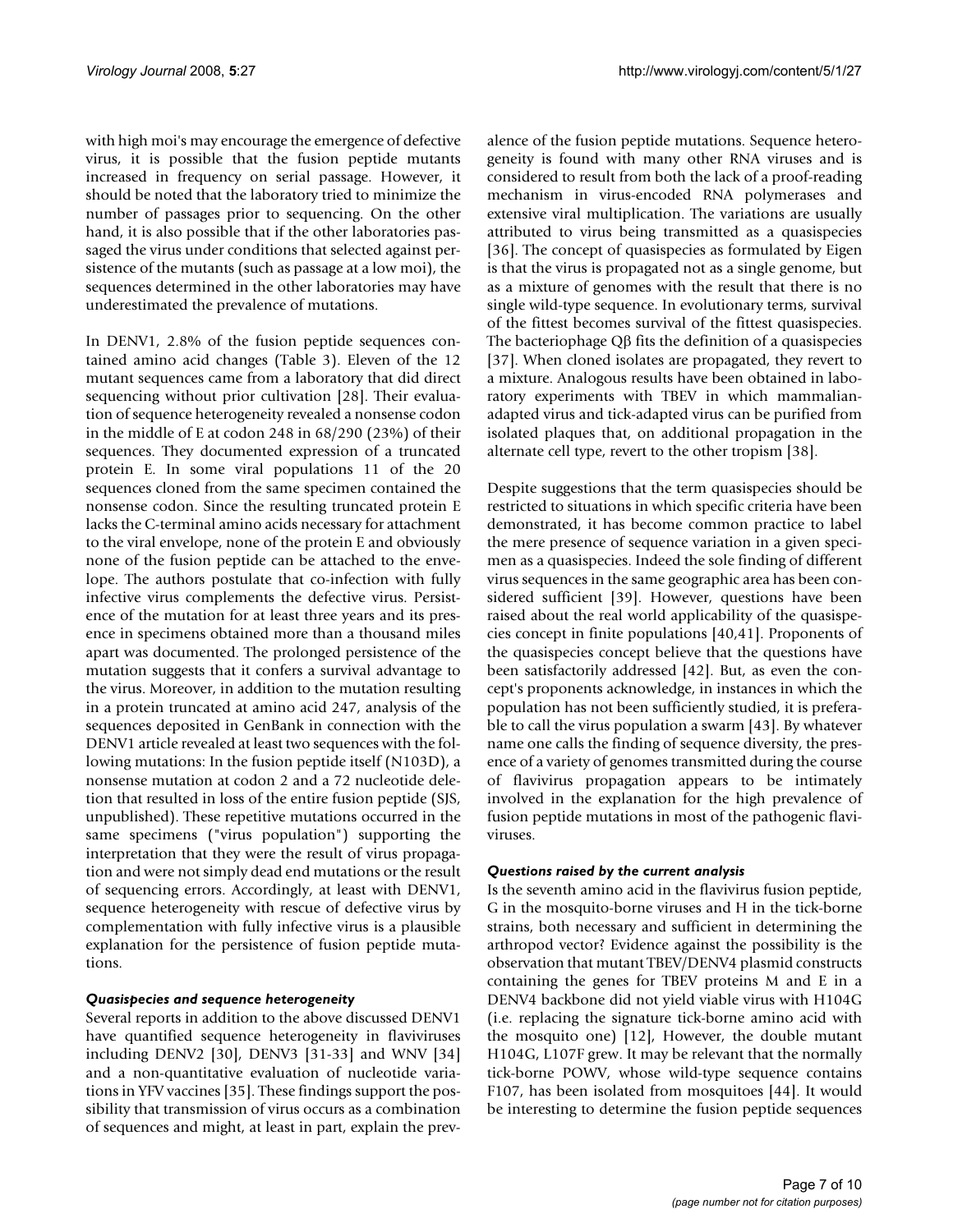with high moi's may encourage the emergence of defective virus, it is possible that the fusion peptide mutants increased in frequency on serial passage. However, it should be noted that the laboratory tried to minimize the number of passages prior to sequencing. On the other hand, it is also possible that if the other laboratories passaged the virus under conditions that selected against persistence of the mutants (such as passage at a low moi), the sequences determined in the other laboratories may have underestimated the prevalence of mutations.

In DENV1, 2.8% of the fusion peptide sequences contained amino acid changes (Table 3). Eleven of the 12 mutant sequences came from a laboratory that did direct sequencing without prior cultivation [28]. Their evaluation of sequence heterogeneity revealed a nonsense codon in the middle of E at codon 248 in 68/290 (23%) of their sequences. They documented expression of a truncated protein E. In some viral populations 11 of the 20 sequences cloned from the same specimen contained the nonsense codon. Since the resulting truncated protein E lacks the C-terminal amino acids necessary for attachment to the viral envelope, none of the protein E and obviously none of the fusion peptide can be attached to the envelope. The authors postulate that co-infection with fully infective virus complements the defective virus. Persistence of the mutation for at least three years and its presence in specimens obtained more than a thousand miles apart was documented. The prolonged persistence of the mutation suggests that it confers a survival advantage to the virus. Moreover, in addition to the mutation resulting in a protein truncated at amino acid 247, analysis of the sequences deposited in GenBank in connection with the DENV1 article revealed at least two sequences with the following mutations: In the fusion peptide itself (N103D), a nonsense mutation at codon 2 and a 72 nucleotide deletion that resulted in loss of the entire fusion peptide (SJS, unpublished). These repetitive mutations occurred in the same specimens ("virus population") supporting the interpretation that they were the result of virus propagation and were not simply dead end mutations or the result of sequencing errors. Accordingly, at least with DENV1, sequence heterogeneity with rescue of defective virus by complementation with fully infective virus is a plausible explanation for the persistence of fusion peptide mutations.

### *Quasispecies and sequence heterogeneity*

Several reports in addition to the above discussed DENV1 have quantified sequence heterogeneity in flaviviruses including DENV2 [30], DENV3 [31-33] and WNV [34] and a non-quantitative evaluation of nucleotide variations in YFV vaccines [35]. These findings support the possibility that transmission of virus occurs as a combination of sequences and might, at least in part, explain the prevalence of the fusion peptide mutations. Sequence heterogeneity is found with many other RNA viruses and is considered to result from both the lack of a proof-reading mechanism in virus-encoded RNA polymerases and extensive viral multiplication. The variations are usually attributed to virus being transmitted as a quasispecies [36]. The concept of quasispecies as formulated by Eigen is that the virus is propagated not as a single genome, but as a mixture of genomes with the result that there is no single wild-type sequence. In evolutionary terms, survival of the fittest becomes survival of the fittest quasispecies. The bacteriophage Qβ fits the definition of a quasispecies [37]. When cloned isolates are propagated, they revert to a mixture. Analogous results have been obtained in laboratory experiments with TBEV in which mammalian-adapted virus and tick-adapted virus can be purified from isolated plaques that, on additional propagation in the alternate cell type, revert to the other tropism [38].

Despite suggestions that the term quasispecies should be restricted to situations in which specific criteria have been demonstrated, it has become common practice to label the mere presence of sequence variation in a given specimen as a quasispecies. Indeed the sole finding of different virus sequences in the same geographic area has been considered sufficient [39]. However, questions have been raised about the real world applicability of the quasispecies concept in finite populations [40,41]. Proponents of the quasispecies concept believe that the questions have been satisfactorily addressed [42]. But, as even the concept's proponents acknowledge, in instances in which the population has not been sufficiently studied, it is preferable to call the virus population a swarm [43]. By whatever name one calls the finding of sequence diversity, the presence of a variety of genomes transmitted during the course of flavivirus propagation appears to be intimately involved in the explanation for the high prevalence of fusion peptide mutations in most of the pathogenic flaviviruses.

### *Questions raised by the current analysis*

Is the seventh amino acid in the flavivirus fusion peptide, G in the mosquito-borne viruses and H in the tick-borne strains, both necessary and sufficient in determining the arthropod vector? Evidence against the possibility is the observation that mutant TBEV/DENV4 plasmid constructs containing the genes for TBEV proteins M and E in a DENV4 backbone did not yield viable virus with H104G (i.e. replacing the signature tick-borne amino acid with the mosquito one) [12], However, the double mutant H104G, L107F grew. It may be relevant that the normally tick-borne POWV, whose wild-type sequence contains F107, has been isolated from mosquitoes [44]. It would be interesting to determine the fusion peptide sequences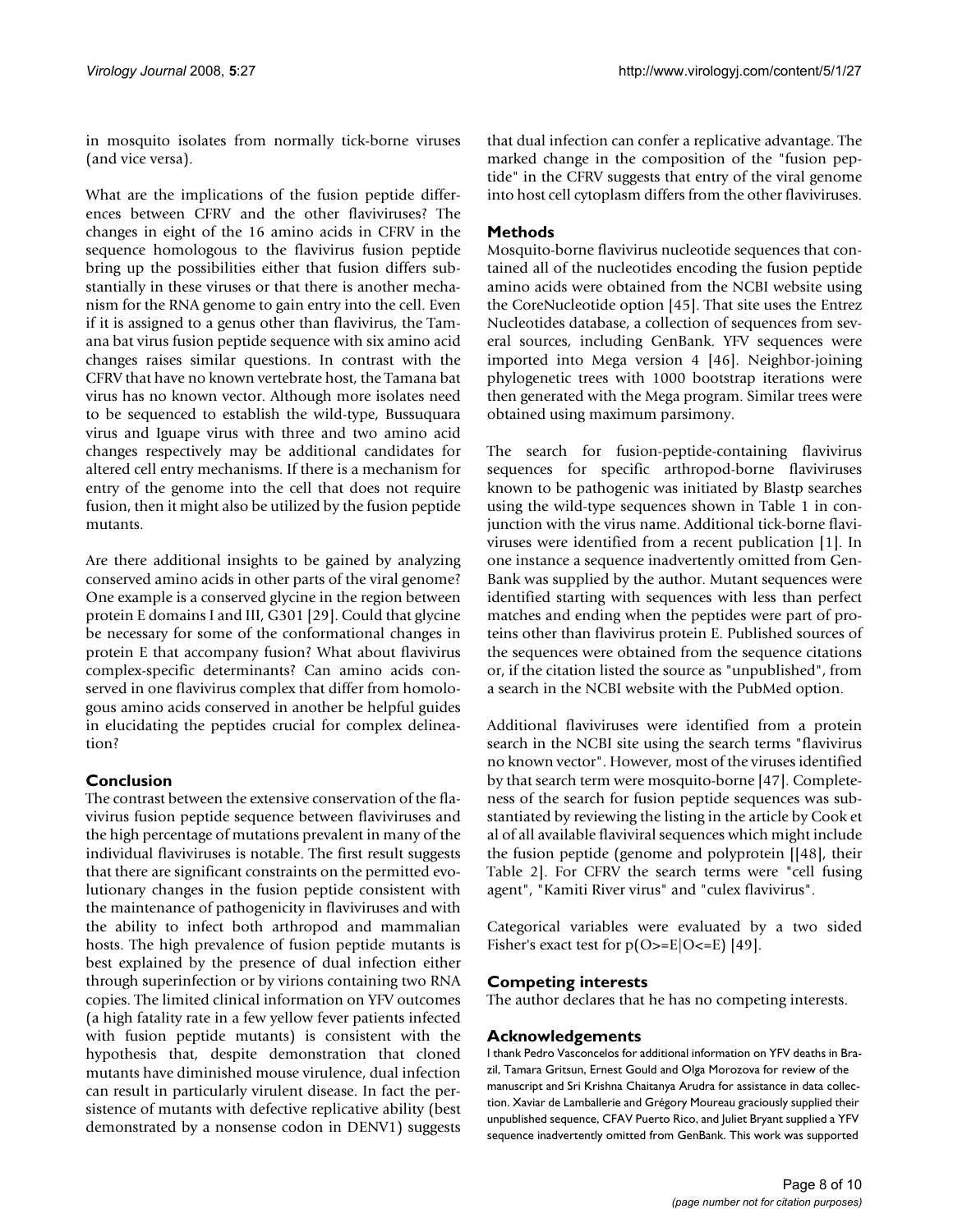in mosquito isolates from normally tick-borne viruses (and vice versa).

What are the implications of the fusion peptide differences between CFRV and the other flaviviruses? The changes in eight of the 16 amino acids in CFRV in the sequence homologous to the flavivirus fusion peptide bring up the possibilities either that fusion differs substantially in these viruses or that there is another mechanism for the RNA genome to gain entry into the cell. Even if it is assigned to a genus other than flavivirus, the Tamana bat virus fusion peptide sequence with six amino acid changes raises similar questions. In contrast with the CFRV that have no known vertebrate host, the Tamana bat virus has no known vector. Although more isolates need to be sequenced to establish the wild-type, Bussuquara virus and Iguape virus with three and two amino acid changes respectively may be additional candidates for altered cell entry mechanisms. If there is a mechanism for entry of the genome into the cell that does not require fusion, then it might also be utilized by the fusion peptide mutants.

Are there additional insights to be gained by analyzing conserved amino acids in other parts of the viral genome? One example is a conserved glycine in the region between protein E domains I and III, G301 [29]. Could that glycine be necessary for some of the conformational changes in protein E that accompany fusion? What about flavivirus complex-specific determinants? Can amino acids conserved in one flavivirus complex that differ from homologous amino acids conserved in another be helpful guides in elucidating the peptides crucial for complex delineation?

## Conclusion

The contrast between the extensive conservation of the flavivirus fusion peptide sequence between flaviviruses and the high percentage of mutations prevalent in many of the individual flaviviruses is notable. The first result suggests that there are significant constraints on the permitted evolutionary changes in the fusion peptide consistent with the maintenance of pathogenicity in flaviviruses and with the ability to infect both arthropod and mammalian hosts. The high prevalence of fusion peptide mutants is best explained by the presence of dual infection either through superinfection or by virions containing two RNA copies. The limited clinical information on YFV outcomes (a high fatality rate in a few yellow fever patients infected with fusion peptide mutants) is consistent with the hypothesis that, despite demonstration that cloned mutants have diminished mouse virulence, dual infection can result in particularly virulent disease. In fact the persistence of mutants with defective replicative ability (best demonstrated by a nonsense codon in DENV1) suggests that dual infection can confer a replicative advantage. The marked change in the composition of the "fusion peptide" in the CFRV suggests that entry of the viral genome into host cell cytoplasm differs from the other flaviviruses.

## Methods

Mosquito-borne flavivirus nucleotide sequences that contained all of the nucleotides encoding the fusion peptide amino acids were obtained from the NCBI website using the CoreNucleotide option [45]. That site uses the Entrez Nucleotides database, a collection of sequences from several sources, including GenBank. YFV sequences were imported into Mega version 4 [46]. Neighbor-joining phylogenetic trees with 1000 bootstrap iterations were then generated with the Mega program. Similar trees were obtained using maximum parsimony.

The search for fusion-peptide-containing flavivirus sequences for specific arthropod-borne flaviviruses known to be pathogenic was initiated by Blastp searches using the wild-type sequences shown in Table 1 in conjunction with the virus name. Additional tick-borne flaviviruses were identified from a recent publication [1]. In one instance a sequence inadvertently omitted from GenBank was supplied by the author. Mutant sequences were identified starting with sequences with less than perfect matches and ending when the peptides were part of proteins other than flavivirus protein E. Published sources of the sequences were obtained from the sequence citations or, if the citation listed the source as "unpublished", from a search in the NCBI website with the PubMed option.

Additional flaviviruses were identified from a protein search in the NCBI site using the search terms "flavivirus no known vector". However, most of the viruses identified by that search term were mosquito-borne [47]. Completeness of the search for fusion peptide sequences was substantiated by reviewing the listing in the article by Cook et al of all available flaviviral sequences which might include the fusion peptide (genome and polyprotein [[48], their Table 2]. For CFRV the search terms were "cell fusing agent", "Kamiti River virus" and "culex flavivirus".

Categorical variables were evaluated by a two sided Fisher's exact test for $p(O>=E|O<=E)$ [49].

## Competing interests

The author declares that he has no competing interests.

## Acknowledgements

I thank Pedro Vasconcelos for additional information on YFV deaths in Brazil, Tamara Gritsun, Ernest Gould and Olga Morozova for review of the manuscript and Sri Krishna Chaitanya Arudra for assistance in data collection. Xaviar de Lamballerie and Grégory Moureau graciously supplied their unpublished sequence, CFAV Puerto Rico, and Juliet Bryant supplied a YFV sequence inadvertently omitted from GenBank. This work was supported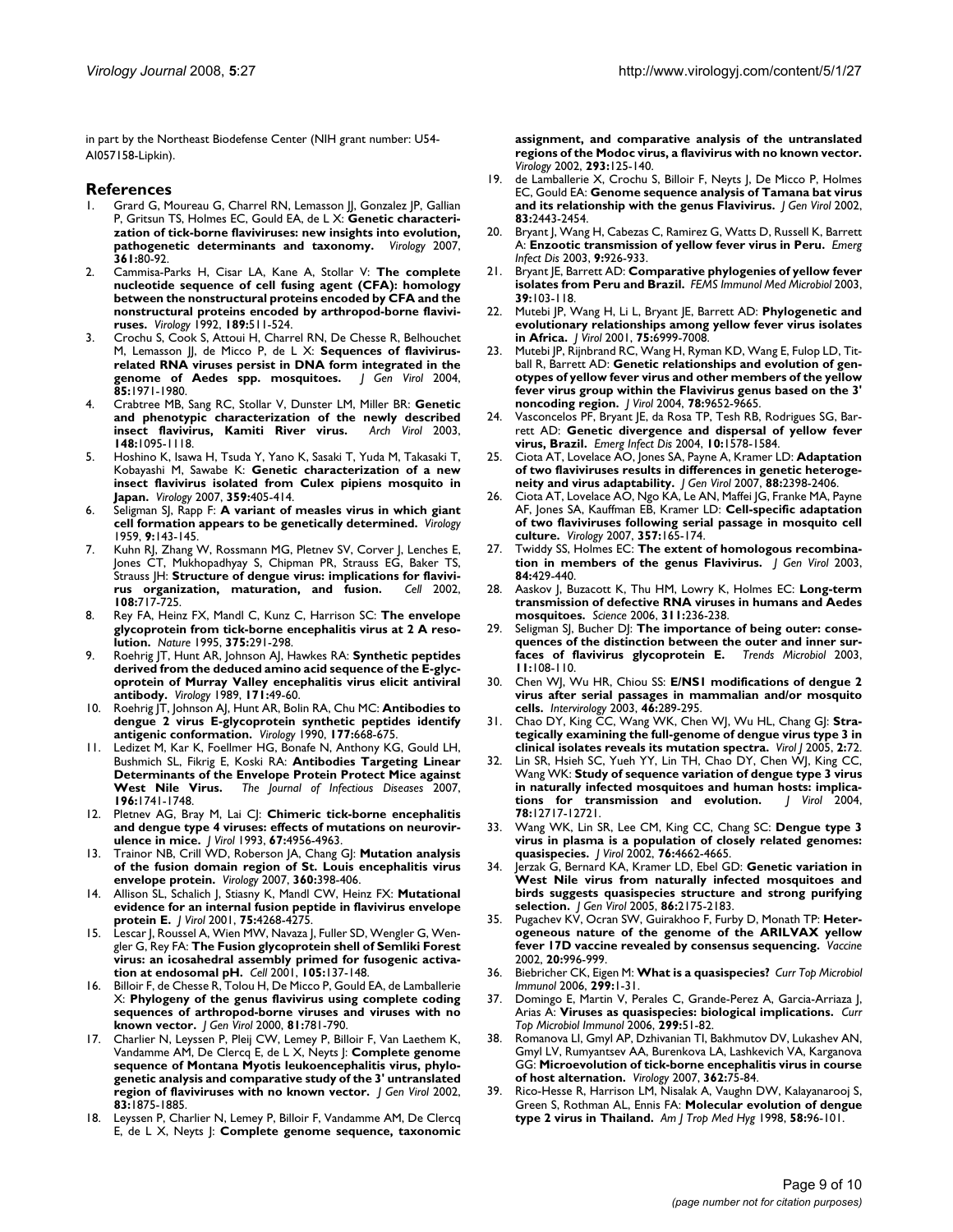in part by the Northeast Biodefense Center (NIH grant number: U54-AI057158-Lipkin).

## References

1. Grard G, Moureau G, Charrel RN, Lemasson JJ, Gonzalez JP, Gallian P, Gritsun TS, Holmes EC, Gould EA, de L X: **Genetic characterization of tick-borne flaviviruses: new insights into evolution, pathogenetic determinants and taxonomy.** *Virology* 2007, **361:**80-92.
2. Cammisa-Parks H, Cisar LA, Kane A, Stollar V: **The complete nucleotide sequence of cell fusing agent (CFA): homology between the nonstructural proteins encoded by CFA and the nonstructural proteins encoded by arthropod-borne flaviviruses.** *Virology* 1992, **189:**511-524.
3. Crochu S, Cook S, Attoui H, Charrel RN, De Chesse R, Belhouchet M, Lemasson JJ, de Micco P, de L X: **Sequences of flavivirus-related RNA viruses persist in DNA form integrated in the genome of Aedes spp. mosquitoes.** *J Gen Virol* 2004, **85:**1971-1980.
4. Crabtree MB, Sang RC, Stollar V, Dunster LM, Miller BR: **Genetic and phenotypic characterization of the newly described insect flavivirus, Kamiti River virus.** *Arch Virol* 2003, **148:**1095-1118.
5. Hoshino K, Isawa H, Tsuda Y, Yano K, Sasaki T, Yuda M, Takasaki T, Kobayashi M, Sawabe K: **Genetic characterization of a new insect flavivirus isolated from Culex pipiens mosquito in Japan.** *Virology* 2007, **359:**405-414.
6. Seligman SJ, Rapp F: **A variant of measles virus in which giant cell formation appears to be genetically determined.** *Virology* 1959, **9:**143-145.
7. Kuhn RJ, Zhang W, Rossmann MG, Pletnev SV, Corver J, Lenches E, Jones CT, Mukhopadhyay S, Chipman PR, Strauss EG, Baker TS, Strauss JH: **Structure of dengue virus: implications for flavivirus organization, maturation, and fusion.** *Cell* 2002, **108:**717-725.
8. Rey FA, Heinz FX, Mandl C, Kunz C, Harrison SC: **The envelope glycoprotein from tick-borne encephalitis virus at 2 A resolution.** *Nature* 1995, **375:**291-298.
9. Roehrig JT, Hunt AR, Johnson AJ, Hawkes RA: **Synthetic peptides derived from the deduced amino acid sequence of the E-glycoprotein of Murray Valley encephalitis virus elicit antiviral antibody.** *Virology* 1989, **171:**49-60.
10. Roehrig JT, Johnson AJ, Hunt AR, Bolin RA, Chu MC: **Antibodies to dengue 2 virus E-glycoprotein synthetic peptides identify antigenic conformation.** *Virology* 1990, **177:**668-675.
11. Ledizet M, Kar K, Foellmer HG, Bonafe N, Anthony KG, Gould LH, Bushmich SL, Fikrig E, Koski RA: **Antibodies Targeting Linear Determinants of the Envelope Protein Protect Mice against West Nile Virus.** *The Journal of Infectious Diseases* 2007, **196:**1741-1748.
12. Pletnev AG, Bray M, Lai CJ: **Chimeric tick-borne encephalitis and dengue type 4 viruses: effects of mutations on neurovirulence in mice.** *J Virol* 1993, **67:**4956-4963.
13. Trainor NB, Crill WD, Roberson JA, Chang GJ: **Mutation analysis of the fusion domain region of St. Louis encephalitis virus envelope protein.** *Virology* 2007, **360:**398-406.
14. Allison SL, Schalich J, Stiasny K, Mandl CW, Heinz FX: **Mutational evidence for an internal fusion peptide in flavivirus envelope protein E.** *J Virol* 2001, **75:**4268-4275.
15. Lescar J, Roussel A, Wien MW, Navaza J, Fuller SD, Wengler G, Wengler G, Rey FA: **The Fusion glycoprotein shell of Semliki Forest virus: an icosahedral assembly primed for fusogenic activation at endosomal pH.** *Cell* 2001, **105:**137-148.
16. Billoir F, de Chesse R, Tolou H, De Micco P, Gould EA, de Lamballerie X: **Phylogeny of the genus flavivirus using complete coding sequences of arthropod-borne viruses and viruses with no known vector.** *J Gen Virol* 2000, **81:**781-790.
17. Charlier N, Leyssen P, Pleij CW, Lemey P, Billoir F, Van Laethem K, Vandamme AM, De Clercq E, de L X, Neyts J: **Complete genome sequence of Montana Myotis leukoencephalitis virus, phylogenetic analysis and comparative study of the 3' untranslated region of flaviviruses with no known vector.** *J Gen Virol* 2002, **83:**1875-1885.
18. Leyssen P, Charlier N, Lemey P, Billoir F, Vandamme AM, De Clercq E, de L X, Neyts J: **Complete genome sequence, taxonomic assignment, and comparative analysis of the untranslated regions of the Modoc virus, a flavivirus with no known vector.** *Virology* 2002, **293:**125-140.
19. de Lamballerie X, Crochu S, Billoir F, Neyts J, De Micco P, Holmes EC, Gould EA: **Genome sequence analysis of Tamana bat virus and its relationship with the genus Flavivirus.** *J Gen Virol* 2002, **83:**2443-2454.
20. Bryant J, Wang H, Cabezas C, Ramirez G, Watts D, Russell K, Barrett A: **Enzootic transmission of yellow fever virus in Peru.** *Emerg Infect Dis* 2003, **9:**926-933.
21. Bryant JE, Barrett AD: **Comparative phylogenies of yellow fever isolates from Peru and Brazil.** *FEMS Immunol Med Microbiol* 2003, **39:**103-118.
22. Mutebi JP, Wang H, Li L, Bryant JE, Barrett AD: **Phylogenetic and evolutionary relationships among yellow fever virus isolates in Africa.** *J Virol* 2001, **75:**6999-7008.
23. Mutebi JP, Rijnbrand RC, Wang H, Ryman KD, Wang E, Fulop LD, Titball R, Barrett AD: **Genetic relationships and evolution of genotypes of yellow fever virus and other members of the yellow fever virus group within the Flavivirus genus based on the 3' noncoding region.** *J Virol* 2004, **78:**9652-9665.
24. Vasconcelos PF, Bryant JE, da Rosa TP, Tesh RB, Rodrigues SG, Barrett AD: **Genetic divergence and dispersal of yellow fever virus, Brazil.** *Emerg Infect Dis* 2004, **10:**1578-1584.
25. Ciota AT, Lovelace AO, Jones SA, Payne A, Kramer LD: **Adaptation of two flaviviruses results in differences in genetic heterogeneity and virus adaptability.** *J Gen Virol* 2007, **88:**2398-2406.
26. Ciota AT, Lovelace AO, Ngo KA, Le AN, Maffei JG, Franke MA, Payne AF, Jones SA, Kauffman EB, Kramer LD: **Cell-specific adaptation of two flaviviruses following serial passage in mosquito cell culture.** *Virology* 2007, **357:**165-174.
27. Twiddy SS, Holmes EC: **The extent of homologous recombination in members of the genus Flavivirus.** *J Gen Virol* 2003, **84:**429-440.
28. Aaskov J, Buzacott K, Thu HM, Lowry K, Holmes EC: **Long-term transmission of defective RNA viruses in humans and Aedes mosquitoes.** *Science* 2006, **311:**236-238.
29. Seligman SJ, Bucher DJ: **The importance of being outer: consequences of the distinction between the outer and inner surfaces of flavivirus glycoprotein E.** *Trends Microbiol* 2003, **11:**108-110.
30. Chen WJ, Wu HR, Chiou SS: **E/NS1 modifications of dengue 2 virus after serial passages in mammalian and/or mosquito cells.** *Intervirology* 2003, **46:**289-295.
31. Chao DY, King CC, Wang WK, Chen WJ, Wu HL, Chang GJ: **Strategically examining the full-genome of dengue virus type 3 in clinical isolates reveals its mutation spectra.** *Virol J* 2005, **2:**72.
32. Lin SR, Hsieh SC, Yueh YY, Lin TH, Chao DY, Chen WJ, King CC, Wang WK: **Study of sequence variation of dengue type 3 virus in naturally infected mosquitoes and human hosts: implications for transmission and evolution.** *J Virol* 2004, **78:**12717-12721.
33. Wang WK, Lin SR, Lee CM, King CC, Chang SC: **Dengue type 3 virus in plasma is a population of closely related genomes: quasispecies.** *J Virol* 2002, **76:**4662-4665.
34. Jerzak G, Bernard KA, Kramer LD, Ebel GD: **Genetic variation in West Nile virus from naturally infected mosquitoes and birds suggests quasispecies structure and strong purifying selection.** *J Gen Virol* 2005, **86:**2175-2183.
35. Pugachev KV, Ocran SW, Guirakhoo F, Furby D, Monath TP: **Heterogeneous nature of the genome of the ARILVAX yellow fever 17D vaccine revealed by consensus sequencing.** *Vaccine* 2002, **20:**996-999.
36. Biebricher CK, Eigen M: **What is a quasispecies?** *Curr Top Microbiol Immunol* 2006, **299:**1-31.
37. Domingo E, Martin V, Perales C, Grande-Perez A, Garcia-Arriaza J, Arias A: **Viruses as quasispecies: biological implications.** *Curr Top Microbiol Immunol* 2006, **299:**51-82.
38. Romanova LI, Gmyl AP, Dzhivanian TI, Bakhmutov DV, Lukashev AN, Gmyl LV, Rumyantsev AA, Burenkova LA, Lashkevich VA, Karganova GG: **Microevolution of tick-borne encephalitis virus in course of host alternation.** *Virology* 2007, **362:**75-84.
39. Rico-Hesse R, Harrison LM, Nisalak A, Vaughn DW, Kalayanarooj S, Green S, Rothman AL, Ennis FA: **Molecular evolution of dengue type 2 virus in Thailand.** *Am J Trop Med Hyg* 1998, **58:**96-101.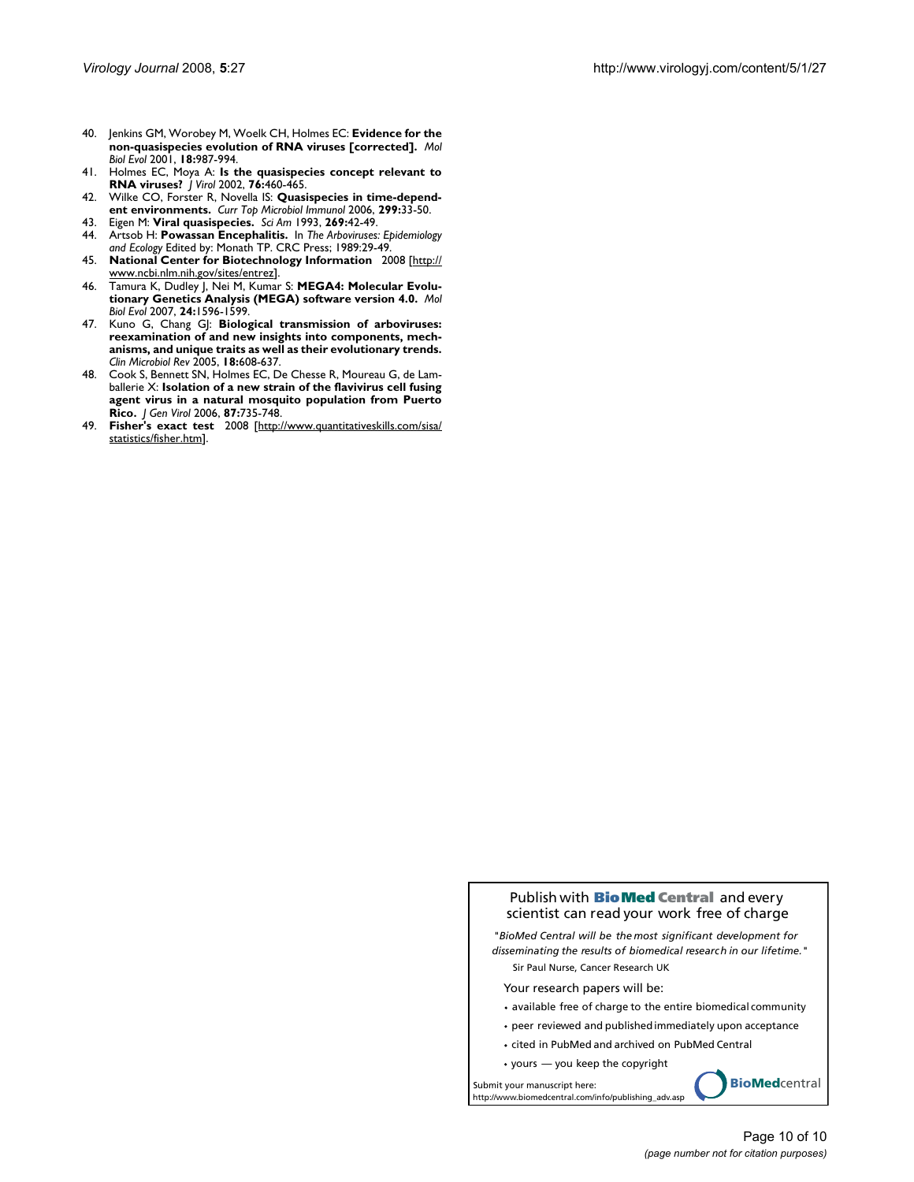40. Jenkins GM, Worobey M, Woelk CH, Holmes EC: **Evidence for the non-quasispecies evolution of RNA viruses [corrected].** *Mol Biol Evol* 2001, **18:**987-994.
41. Holmes EC, Moya A: **Is the quasispecies concept relevant to RNA viruses?** *J Virol* 2002, **76:**460-465.
42. Wilke CO, Forster R, Novella IS: **Quasispecies in time-dependent environments.** *Curr Top Microbiol Immunol* 2006, **299:**33-50.
43. Eigen M: **Viral quasispecies.** *Sci Am* 1993, **269:**42-49.
44. Artsob H: **Powassan Encephalitis.** In *The Arboviruses: Epidemiology and Ecology* Edited by: Monath TP. CRC Press; 1989:29-49.
45. **National Center for Biotechnology Information** 2008 [http://www.ncbi.nlm.nih.gov/sites/entrez].
46. Tamura K, Dudley J, Nei M, Kumar S: **MEGA4: Molecular Evolutionary Genetics Analysis (MEGA) software version 4.0.** *Mol Biol Evol* 2007, **24:**1596-1599.
47. Kuno G, Chang GJ: **Biological transmission of arboviruses: reexamination of and new insights into components, mechanisms, and unique traits as well as their evolutionary trends.** *Clin Microbiol Rev* 2005, **18:**608-637.
48. Cook S, Bennett SN, Holmes EC, De Chesse R, Moureau G, de Lamballerie X: **Isolation of a new strain of the flavivirus cell fusing agent virus in a natural mosquito population from Puerto Rico.** *J Gen Virol* 2006, **87:**735-748.
49. **Fisher's exact test** 2008 [http://www.quantitativeskills.com/sisa/statistics/fisher.htm].

Publish with **BioMed Central** and every scientist can read your work free of charge

*"BioMed Central will be the most significant development for disseminating the results of biomedical research in our lifetime."*

Sir Paul Nurse, Cancer Research UK

Your research papers will be:

- available free of charge to the entire biomedical community
- peer reviewed and published immediately upon acceptance
- cited in PubMed and archived on PubMed Central
- yours — you keep the copyright

Submit your manuscript here:
http://www.biomedcentral.com/info/publishing_adv.asp

**BioMed**central